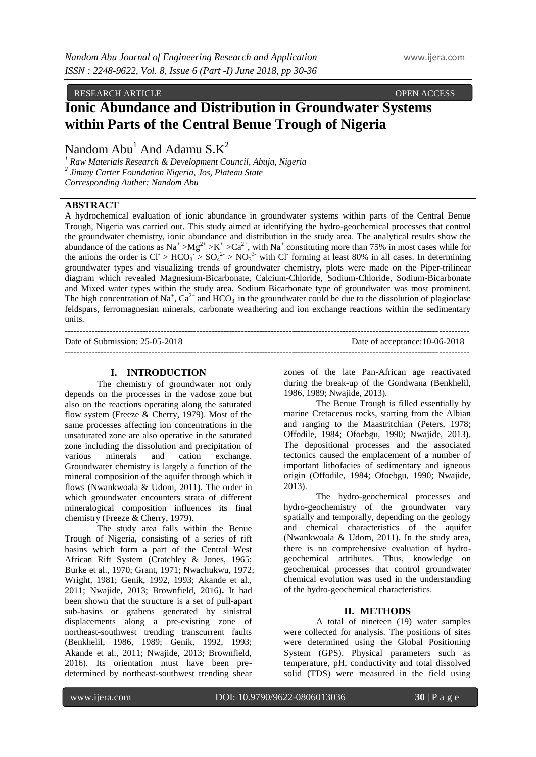RESEARCH ARTICLE OPEN ACCESS

# Ionic Abundance and Distribution in Groundwater Systems within Parts of the Central Benue Trough of Nigeria

Nandom Abu[1] And Adamu S.K[2]

[1] *Raw Materials Research & Development Council, Abuja, Nigeria*
[2] *Jimmy Carter Foundation Nigeria, Jos, Plateau State*
*Corresponding Auther: Nandom Abu*

## ABSTRACT

A hydrochemical evaluation of ionic abundance in groundwater systems within parts of the Central Benue Trough, Nigeria was carried out. This study aimed at identifying the hydro-geochemical processes that control the groundwater chemistry, ionic abundance and distribution in the study area. The analytical results show the abundance of the cations as $Na^+ > Mg^{2+} > K^+ > Ca^{2+}$, with $Na^+$ constituting more than 75% in most cases while for the anions the order is $Cl^- > HCO_3^- > SO_4^{2-} > NO_3^{3-}$ with $Cl^-$ forming at least 80% in all cases. In determining groundwater types and visualizing trends of groundwater chemistry, plots were made on the Piper-trilinear diagram which revealed Magnesium-Bicarbonate, Calcium-Chloride, Sodium-Chloride, Sodium-Bicarbonate and Mixed water types within the study area. Sodium Bicarbonate type of groundwater was most prominent. The high concentration of $Na^+$, $Ca^{2+}$ and $HCO_3^-$ in the groundwater could be due to the dissolution of plagioclase feldspars, ferromagnesian minerals, carbonate weathering and ion exchange reactions within the sedimentary units.

---

Date of Submission: 25-05-2018 Date of acceptance:10-06-2018

---

## I. INTRODUCTION

The chemistry of groundwater not only depends on the processes in the vadose zone but also on the reactions operating along the saturated flow system (Freeze & Cherry, 1979). Most of the same processes affecting ion concentrations in the unsaturated zone are also operative in the saturated zone including the dissolution and precipitation of various minerals and cation exchange. Groundwater chemistry is largely a function of the mineral composition of the aquifer through which it flows (Nwankwoala & Udom, 2011). The order in which groundwater encounters strata of different mineralogical composition influences its final chemistry (Freeze & Cherry, 1979).

The study area falls within the Benue Trough of Nigeria, consisting of a series of rift basins which form a part of the Central West African Rift System (Cratchley & Jones, 1965; Burke et al., 1970; Grant, 1971; Nwachukwu, 1972; Wright, 1981; Genik, 1992, 1993; Akande et al., 2011; Nwajide, 2013; Brownfield, 2016). It had been shown that the structure is a set of pull-apart sub-basins or grabens generated by sinistral displacements along a pre-existing zone of northeast-southwest trending transcurrent faults (Benkhelil, 1986, 1989; Genik, 1992, 1993; Akande et al., 2011; Nwajide, 2013; Brownfield, 2016). Its orientation must have been pre-determined by northeast-southwest trending shear zones of the late Pan-African age reactivated during the break-up of the Gondwana (Benkhelil, 1986, 1989; Nwajide, 2013).

The Benue Trough is filled essentially by marine Cretaceous rocks, starting from the Albian and ranging to the Maastritchian (Peters, 1978; Offodile, 1984; Ofoebgu, 1990; Nwajide, 2013). The depositional processes and the associated tectonics caused the emplacement of a number of important lithofacies of sedimentary and igneous origin (Offodile, 1984; Ofoebgu, 1990; Nwajide, 2013).

The hydro-geochemical processes and hydro-geochemistry of the groundwater vary spatially and temporally, depending on the geology and chemical characteristics of the aquifer (Nwankwoala & Udom, 2011). In the study area, there is no comprehensive evaluation of hydro-geochemical attributes. Thus, knowledge on geochemical processes that control groundwater chemical evolution was used in the understanding of the hydro-geochemical characteristics.

## II. METHODS

A total of nineteen (19) water samples were collected for analysis. The positions of sites were determined using the Global Positioning System (GPS). Physical parameters such as temperature, pH, conductivity and total dissolved solid (TDS) were measured in the field using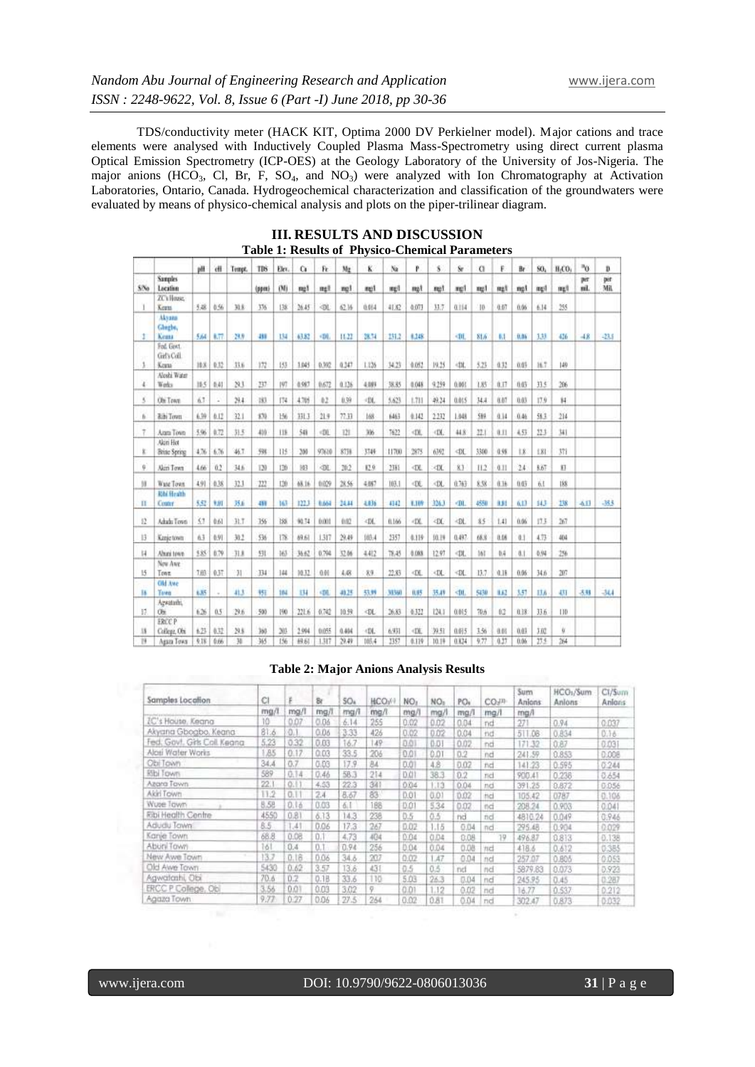TDS/conductivity meter (HACK KIT, Optima 2000 DV Perkielner model). Major cations and trace elements were analysed with Inductively Coupled Plasma Mass-Spectrometry using direct current plasma Optical Emission Spectrometry (ICP-OES) at the Geology Laboratory of the University of Jos-Nigeria. The major anions ($HCO_3$, Cl, Br, F, $SO_4$, and $NO_3$) were analyzed with Ion Chromatography at Activation Laboratories, Ontario, Canada. Hydrogeochemical characterization and classification of the groundwaters were evaluated by means of physico-chemical analysis and plots on the piper-trilinear diagram.

## III. RESULTS AND DISCUSSION

**Table 1: Results of Physico-Chemical Parameters**

| S/No | Samples Location | pH | eH | Tempt. | TDS (ppm) | Elev. (M) | Ca mg/l | Fe mg/l | Mg mg/l | K mg/l | Na mg/l | P mg/l | S mg/l | Sr mg/l | Cl mg/l | F mg/l | Br mg/l | $SO_4$ mg/l | $H_2CO_3$ mg/l | $^{18}O$ per mil. | D per Mil. |
|---|---|---|---|---|---|---|---|---|---|---|---|---|---|---|---|---|---|---|---|---|---|
| 1 | ZC's House, Keana | 5.48 | 0.56 | 30.8 | 376 | 138 | 26.45 | <DL | 62.16 | 0.014 | 41.82 | 0.073 | 33.7 | 0.114 | 10 | 0.07 | 0.06 | 6.14 | 255 | | |
| 2 | Akyana Gbogbo, Keana | 5.64 | 0.77 | 29.9 | 488 | 134 | 63.82 | <DL | 11.22 | 28.74 | 251.2 | 0.248 | | <DL | 81.6 | 0.1 | 0.06 | 3.33 | 426 | -4.8 | -23.1 |
| 3 | Fed. Govt. Girl's Coll. Keana | 10.8 | 0.32 | 33.6 | 172 | 153 | 3.045 | 0.392 | 0.247 | 1.126 | 34.23 | 0.052 | 19.25 | <DL | 5.23 | 0.32 | 0.03 | 16.7 | 149 | | |
| 4 | Aloshi Water Works | 10.5 | 0.41 | 29.3 | 237 | 197 | 0.987 | 0.672 | 0.126 | 4.089 | 38.85 | 0.048 | 9.259 | 0.001 | 1.85 | 0.17 | 0.03 | 33.5 | 206 | | |
| 5 | Obi Town | 6.7 | - | 29.4 | 183 | 174 | 4.705 | 0.2 | 0.39 | <DL | 5.623 | 1.731 | 49.24 | 0.015 | 34.4 | 0.07 | 0.03 | 17.9 | 84 | | |
| 6 | Ribi Town | 6.39 | 0.12 | 32.1 | 870 | 156 | 331.3 | 21.9 | 77.33 | 168 | 6463 | 0.142 | 2.232 | 1.048 | 589 | 0.14 | 0.46 | 58.3 | 214 | | |
| 7 | Azara Town | 5.96 | 0.72 | 31.5 | 410 | 118 | 548 | <DL | 121 | 306 | 7622 | <DL | <DL | 44.8 | 22.1 | 0.11 | 4.53 | 22.3 | 341 | | |
| 8 | Akiri Hot Brine Spring | 4.76 | 6.76 | 46.7 | 598 | 115 | 200 | 97610 | 8738 | 3749 | 11700 | 2875 | 6392 | <DL | 3300 | 0.98 | 1.8 | 1.81 | 371 | | |
| 9 | Akiri Town | 4.66 | 0.2 | 34.6 | 120 | 120 | 103 | <DL | 20.2 | 82.9 | 2381 | <DL | <DL | 8.3 | 11.2 | 0.11 | 2.4 | 8.67 | 83 | | |
| 10 | Wuse Town | 4.91 | 0.38 | 32.3 | 222 | 120 | 68.16 | 0.029 | 28.56 | 4.087 | 103.1 | <DL | <DL | 0.763 | 8.58 | 0.16 | 0.03 | 6.1 | 188 | | |
| 11 | Ribi Health Center | 5.52 | 9.01 | 35.6 | 488 | 163 | 122.3 | 0.604 | 24.44 | 4.836 | 4342 | 0.309 | 326.3 | <DL | 4550 | 0.81 | 6.13 | 14.3 | 238 | -6.13 | -35.5 |
| 12 | Adudu Town | 5.7 | 0.61 | 31.7 | 356 | 180 | 90.74 | 0.001 | 0.02 | <DL | 0.166 | <DL | <DL | <DL | 8.5 | 1.41 | 0.06 | 17.3 | 267 | | |
| 13 | Kanje town | 6.3 | 0.91 | 30.2 | 536 | 178 | 69.61 | 1.317 | 29.49 | 103.4 | 2357 | 0.119 | 10.19 | 0.497 | 68.8 | 0.08 | 0.1 | 4.73 | 404 | | |
| 14 | Abuni town | 5.85 | 0.79 | 31.8 | 531 | 163 | 36.62 | 0.794 | 32.06 | 4.412 | 78.45 | 0.088 | 12.97 | <DL | 161 | 0.4 | 0.1 | 0.94 | 256 | | |
| 15 | New Awe Town | 7.03 | 0.37 | 31 | 334 | 144 | 10.32 | 0.01 | 4.48 | 8.9 | 22.83 | <DL | <DL | <DL | 13.7 | 0.18 | 0.06 | 34.6 | 207 | | |
| 16 | Old Awe Town | 6.85 | - | 41.3 | 951 | 104 | 134 | <DL | 40.25 | 53.99 | 38360 | 0.05 | 35.49 | <DL | 5430 | 0.62 | 3.57 | 13.6 | 431 | -5.98 | -34.4 |
| 17 | Agwatashi, Obi | 6.26 | 0.5 | 29.6 | 500 | 190 | 221.6 | 0.742 | 10.59 | <DL | 26.83 | 0.322 | 124.1 | 0.015 | 70.6 | 0.2 | 0.18 | 33.6 | 110 | | |
| 18 | ERCC P College, Obi | 6.23 | 0.32 | 29.8 | 360 | 203 | 2.994 | 0.055 | 0.404 | <DL | 6.931 | <DL | 39.51 | 0.015 | 3.56 | 0.01 | 0.03 | 3.02 | 9 | | |
| 19 | Agaza Town | 5.18 | 0.66 | 30 | 365 | 156 | 69.61 | 1.317 | 29.49 | 103.4 | 2357 | 0.119 | 10.19 | 0.824 | 9.77 | 0.27 | 0.06 | 27.5 | 264 | | |

**Table 2: Major Anions Analysis Results**

| Samples Location | Cl | F | Br | $SO_4$ | $HCO_3$ | $NO_3$ | $NO_2$ | $PO_4$ | $CO_3$ | Sum Anions | $HCO_3$/Sum Anions | Cl/Sum Anions |
|---|---|---|---|---|---|---|---|---|---|---|---|---|
| | mg/l | mg/l | mg/l | mg/l | mg/l | mg/l | mg/l | mg/l | mg/l | mg/l | | |
| ZC's House, Keana | 10 | 0.07 | 0.06 | 6.14 | 255 | 0.02 | 0.02 | 0.04 | nd | 271 | 0.94 | 0.037 |
| Akyana Gbogbo, Keana | 81.6 | 0.1 | 0.06 | 3.33 | 426 | 0.02 | 0.02 | 0.04 | nd | 511.08 | 0.834 | 0.16 |
| Fed. Govt. Girls Coll. Keana | 5.23 | 0.32 | 0.03 | 16.7 | 149 | 0.01 | 0.01 | 0.02 | nd | 171.32 | 0.87 | 0.031 |
| Alosi Water Works | 1.85 | 0.17 | 0.03 | 33.5 | 206 | 0.01 | 0.01 | 0.2 | nd | 241.59 | 0.853 | 0.008 |
| Obi Town | 34.4 | 0.7 | 0.03 | 17.9 | 84 | 0.01 | 4.8 | 0.02 | nd | 141.23 | 0.595 | 0.244 |
| Ribi Town | 589 | 0.14 | 0.46 | 58.3 | 214 | 0.01 | 38.3 | 0.2 | nd | 900.41 | 0.238 | 0.654 |
| Azara Town | 22.1 | 0.11 | 4.53 | 22.3 | 341 | 0.04 | 1.13 | 0.04 | nd | 391.25 | 0.872 | 0.056 |
| Akiri Town | 11.2 | 0.11 | 2.4 | 8.67 | 83 | 0.01 | 0.01 | 0.02 | nd | 105.42 | 0.787 | 0.106 |
| Wuse Town | 8.58 | 0.16 | 0.03 | 6.1 | 188 | 0.01 | 5.34 | 0.02 | nd | 208.24 | 0.903 | 0.041 |
| Ribi Health Centre | 4550 | 0.81 | 6.13 | 14.3 | 238 | 0.5 | 0.5 | nd | nd | 4810.24 | 0.049 | 0.946 |
| Adudu Town | 8.5 | 1.41 | 0.06 | 17.3 | 267 | 0.02 | 1.15 | 0.04 | nd | 295.48 | 0.904 | 0.029 |
| Kanje Town | 68.8 | 0.08 | 0.1 | 4.73 | 404 | 0.04 | 0.04 | 0.08 | 19 | 496.87 | 0.813 | 0.138 |
| Abuni Town | 161 | 0.4 | 0.1 | 0.94 | 256 | 0.04 | 0.04 | 0.08 | nd | 418.6 | 0.612 | 0.385 |
| New Awe Town | 13.7 | 0.18 | 0.06 | 34.6 | 207 | 0.02 | 1.47 | 0.04 | nd | 257.07 | 0.805 | 0.053 |
| Old Awe Town | 5430 | 0.62 | 3.57 | 13.6 | 431 | 0.5 | 0.5 | nd | nd | 5879.83 | 0.073 | 0.923 |
| Agwatashi, Obi | 70.6 | 0.2 | 0.18 | 33.6 | 110 | 5.03 | 26.3 | 0.04 | nd | 245.95 | 0.45 | 0.287 |
| ERCC P College, Obi | 3.56 | 0.01 | 0.03 | 3.02 | 9 | 0.01 | 1.12 | 0.02 | nd | 16.77 | 0.537 | 0.212 |
| Agaza Town | 9.77 | 0.27 | 0.06 | 27.5 | 264 | 0.02 | 0.81 | 0.04 | nd | 302.47 | 0.873 | 0.032 |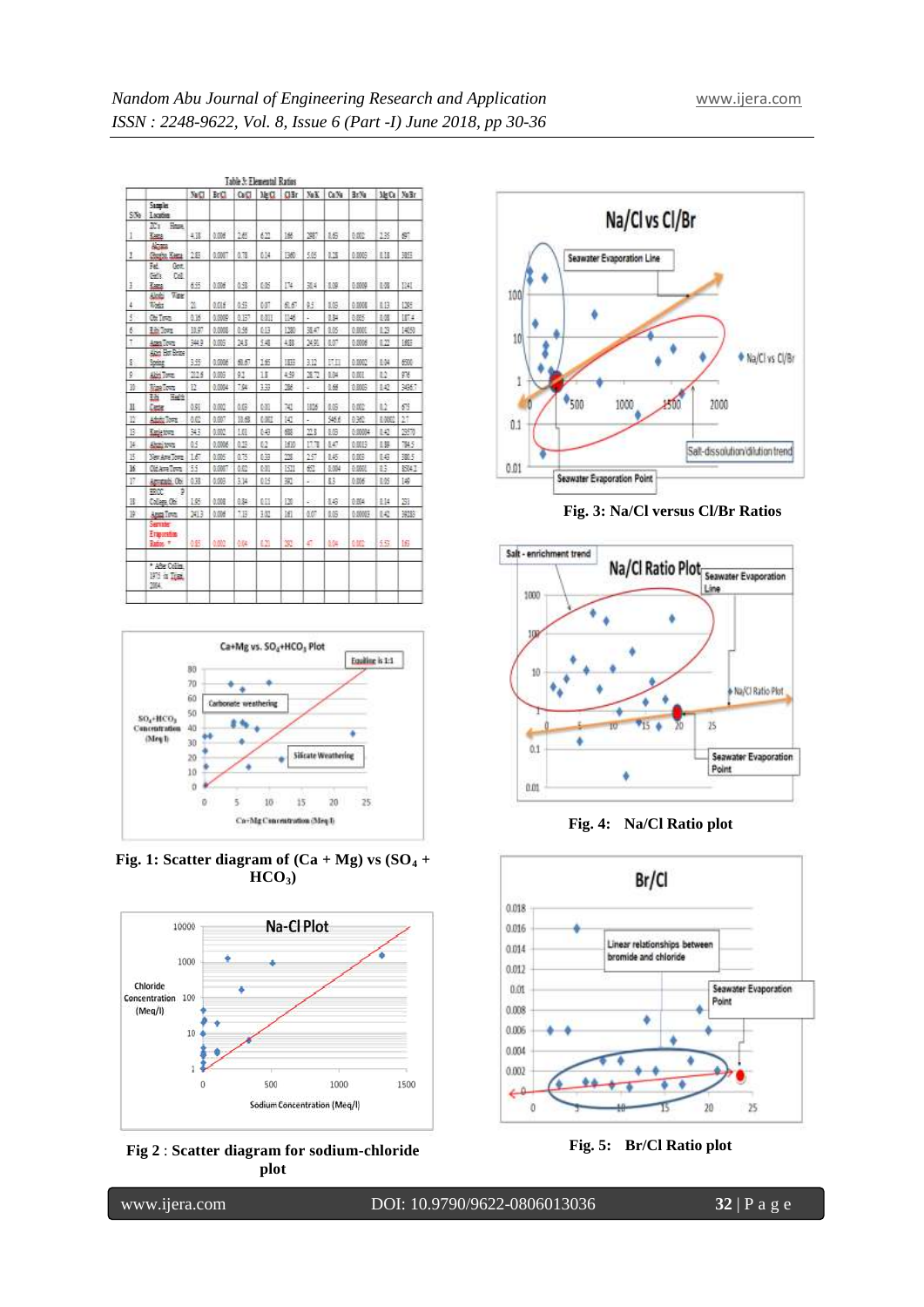**Table 3: Elemental Ratios**

| S/No | Sample Location | Na/Cl | Br/Cl | Ca/Cl | Mg/Cl | Cl/Br | Na/K | Ca/Na | Br/Na | Mg/Ca | Na/Br |
|---|---|---|---|---|---|---|---|---|---|---|---|
| 1 | ZC's Hause, Keana | 4.18 | 0.006 | 2.45 | 6.22 | 166 | 2887 | 0.65 | 0.002 | 2.35 | 697 |
| 2 | Akpana Gbogbo, Keana | 2.03 | 0.0007 | 0.78 | 0.14 | 1360 | 5.05 | 0.28 | 0.0005 | 0.18 | 3833 |
| 3 | Fed. Govt. Girl's Coll. Keana | 6.15 | 0.006 | 0.58 | 0.06 | 174 | 30.4 | 0.09 | 0.0009 | 0.08 | 1141 |
| 4 | Akwabi Water Works | 21 | 0.016 | 0.53 | 0.07 | 61.67 | 9.5 | 0.03 | 0.0008 | 0.13 | 1295 |
| 5 | Obi Town | 0.16 | 0.0009 | 0.137 | 0.011 | 1146 | - | 0.84 | 0.005 | 0.08 | 187.4 |
| 6 | Riri Town | 18.97 | 0.0008 | 0.56 | 0.13 | 1280 | 38.47 | 0.05 | 0.0001 | 0.23 | 14050 |
| 7 | Agaza Town | 349.9 | 0.005 | 24.8 | 5.48 | 418 | 24.91 | 0.07 | 0.0006 | 0.22 | 1833 |
| 8 | Abini Hot Brine Spring | 3.55 | 0.0006 | 60.67 | 2.65 | 1833 | 3.12 | 17.11 | 0.0002 | 0.04 | 6500 |
| 9 | Akiri Town | 212.6 | 0.003 | 9.2 | 1.8 | 4.59 | 28.72 | 0.04 | 0.001 | 0.2 | 876 |
| 10 | Wase Town | 12 | 0.0004 | 7.64 | 3.33 | 286 | - | 0.66 | 0.0005 | 0.42 | 3456.7 |
| 11 | Edu Health Center | 0.91 | 0.002 | 0.03 | 0.01 | 742 | 1026 | 0.03 | 0.002 | 0.2 | 673 |
| 12 | Adudu Town | 0.02 | 0.007 | 18.68 | 0.002 | 142 | - | 346.6 | 0.340 | 0.0002 | 2.7 |
| 13 | Kanje town | 34.3 | 0.002 | 1.01 | 0.43 | 688 | 22.8 | 0.03 | 0.00004 | 0.42 | 22570 |
| 14 | Akonji town | 0.5 | 0.0006 | 0.23 | 0.2 | 1610 | 17.78 | 0.47 | 0.0013 | 0.89 | 784.5 |
| 15 | New Awe Town | 1.67 | 0.005 | 0.75 | 0.33 | 228 | 2.57 | 0.45 | 0.003 | 0.43 | 380.5 |
| 16 | Old Awe Town | 5.5 | 0.0007 | 0.02 | 0.01 | 1521 | 652 | 0.004 | 0.0001 | 0.5 | 8304.2 |
| 17 | Agyaragu, Obi | 0.38 | 0.003 | 3.14 | 0.15 | 382 | - | 8.3 | 0.006 | 0.05 | 146 |
| 18 | EBCC P College, Obi | 1.95 | 0.008 | 0.84 | 0.13 | 120 | - | 0.43 | 0.004 | 0.14 | 233 |
| 19 | Agaza Town | 241.3 | 0.006 | 7.13 | 3.02 | 161 | 0.07 | 0.03 | 0.00003 | 0.42 | 38283 |
| | Seawater Evaporation Ratios * | 0.85 | 0.002 | 0.04 | 0.21 | 292 | 47 | 0.04 | 0.002 | 5.57 | 183 |
| | * After Collins, 1975 in Tijani, 2004. | | | | | | | | | | |

**Fig. 1: Scatter diagram of (Ca + Mg) vs ($SO_4$ + $HCO_3$)**

**Fig 2 : Scatter diagram for sodium-chloride plot**

**Fig. 3: Na/Cl versus Cl/Br Ratios**

**Fig. 4: Na/Cl Ratio plot**

**Fig. 5: Br/Cl Ratio plot**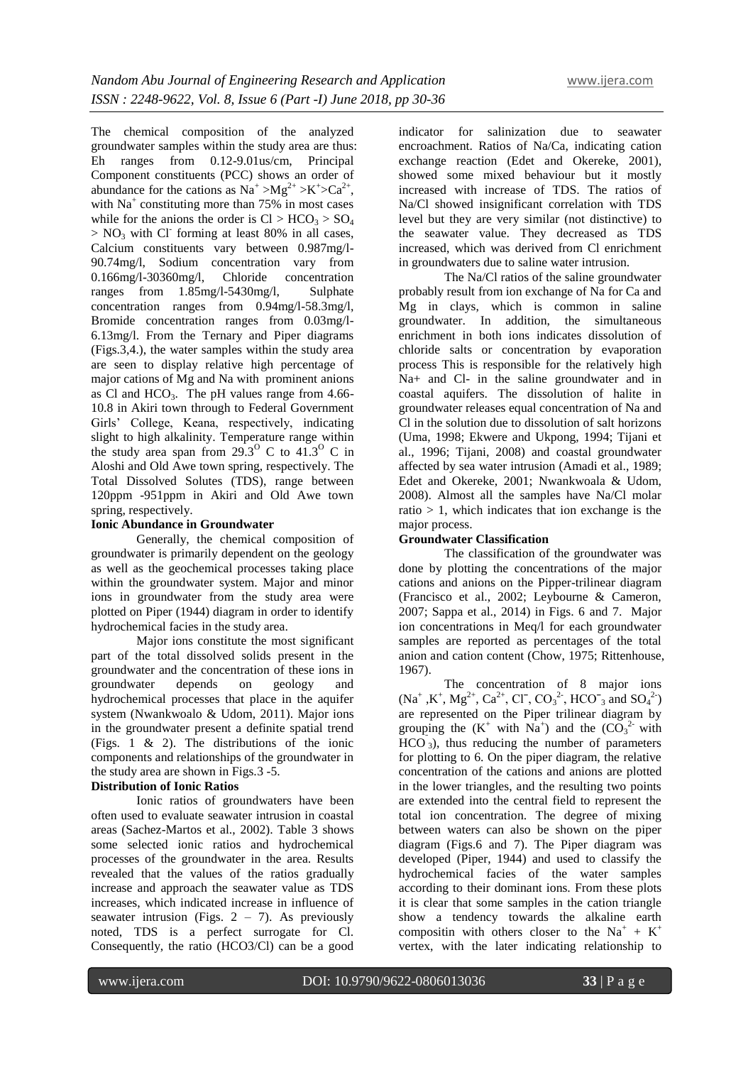The chemical composition of the analyzed groundwater samples within the study area are thus: Eh ranges from 0.12-9.01us/cm, Principal Component constituents (PCC) shows an order of abundance for the cations as $Na^+ > Mg^{2+} > K^+ > Ca^{2+}$, with $Na^+$ constituting more than 75% in most cases while for the anions the order is $Cl > HCO_3 > SO_4 > NO_3$ with $Cl^-$ forming at least 80% in all cases, Calcium constituents vary between 0.987mg/l-90.74mg/l, Sodium concentration vary from 0.166mg/l-30360mg/l, Chloride concentration ranges from 1.85mg/l-5430mg/l, Sulphate concentration ranges from 0.94mg/l-58.3mg/l, Bromide concentration ranges from 0.03mg/l-6.13mg/l. From the Ternary and Piper diagrams (Figs.3,4.), the water samples within the study area are seen to display relative high percentage of major cations of Mg and Na with prominent anions as Cl and $HCO_3$. The pH values range from 4.66-10.8 in Akiri town through to Federal Government Girls' College, Keana, respectively, indicating slight to high alkalinity. Temperature range within the study area span from $29.3^O$ C to $41.3^O$ C in Aloshi and Old Awe town spring, respectively. The Total Dissolved Solutes (TDS), range between 120ppm -951ppm in Akiri and Old Awe town spring, respectively.

**Ionic Abundance in Groundwater**

Generally, the chemical composition of groundwater is primarily dependent on the geology as well as the geochemical processes taking place within the groundwater system. Major and minor ions in groundwater from the study area were plotted on Piper (1944) diagram in order to identify hydrochemical facies in the study area.

Major ions constitute the most significant part of the total dissolved solids present in the groundwater and the concentration of these ions in groundwater depends on geology and hydrochemical processes that place in the aquifer system (Nwankwoalo & Udom, 2011). Major ions in the groundwater present a definite spatial trend (Figs. 1 & 2). The distributions of the ionic components and relationships of the groundwater in the study area are shown in Figs.3 -5.

**Distribution of Ionic Ratios**

Ionic ratios of groundwaters have been often used to evaluate seawater intrusion in coastal areas (Sachez-Martos et al., 2002). Table 3 shows some selected ionic ratios and hydrochemical processes of the groundwater in the area. Results revealed that the values of the ratios gradually increase and approach the seawater value as TDS increases, which indicated increase in influence of seawater intrusion (Figs. 2 – 7). As previously noted, TDS is a perfect surrogate for Cl. Consequently, the ratio (HCO3/Cl) can be a good indicator for salinization due to seawater encroachment. Ratios of Na/Ca, indicating cation exchange reaction (Edet and Okereke, 2001), showed some mixed behaviour but it mostly increased with increase of TDS. The ratios of Na/Cl showed insignificant correlation with TDS level but they are very similar (not distinctive) to the seawater value. They decreased as TDS increased, which was derived from Cl enrichment in groundwaters due to saline water intrusion.

The Na/Cl ratios of the saline groundwater probably result from ion exchange of Na for Ca and Mg in clays, which is common in saline groundwater. In addition, the simultaneous enrichment in both ions indicates dissolution of chloride salts or concentration by evaporation process This is responsible for the relatively high Na+ and Cl- in the saline groundwater and in coastal aquifers. The dissolution of halite in groundwater releases equal concentration of Na and Cl in the solution due to dissolution of salt horizons (Uma, 1998; Ekwere and Ukpong, 1994; Tijani et al., 1996; Tijani, 2008) and coastal groundwater affected by sea water intrusion (Amadi et al., 1989; Edet and Okereke, 2001; Nwankwoala & Udom, 2008). Almost all the samples have Na/Cl molar ratio > 1, which indicates that ion exchange is the major process.

**Groundwater Classification**

The classification of the groundwater was done by plotting the concentrations of the major cations and anions on the Pipper-trilinear diagram (Francisco et al., 2002; Leybourne & Cameron, 2007; Sappa et al., 2014) in Figs. 6 and 7. Major ion concentrations in Meq/l for each groundwater samples are reported as percentages of the total anion and cation content (Chow, 1975; Rittenhouse, 1967).

The concentration of 8 major ions ($Na^+$, $K^+$, $Mg^{2+}$, $Ca^{2+}$, $Cl^-$, $CO_3^{2-}$, $HCO_3^-$ and $SO_4^{2-}$) are represented on the Piper trilinear diagram by grouping the ($K^+$ with $Na^+$) and the ($CO_3^{2-}$ with $HCO_3$), thus reducing the number of parameters for plotting to 6. On the piper diagram, the relative concentration of the cations and anions are plotted in the lower triangles, and the resulting two points are extended into the central field to represent the total ion concentration. The degree of mixing between waters can also be shown on the piper diagram (Figs.6 and 7). The Piper diagram was developed (Piper, 1944) and used to classify the hydrochemical facies of the water samples according to their dominant ions. From these plots it is clear that some samples in the cation triangle show a tendency towards the alkaline earth compositin with others closer to the $Na^+ + K^+$ vertex, with the later indicating relationship to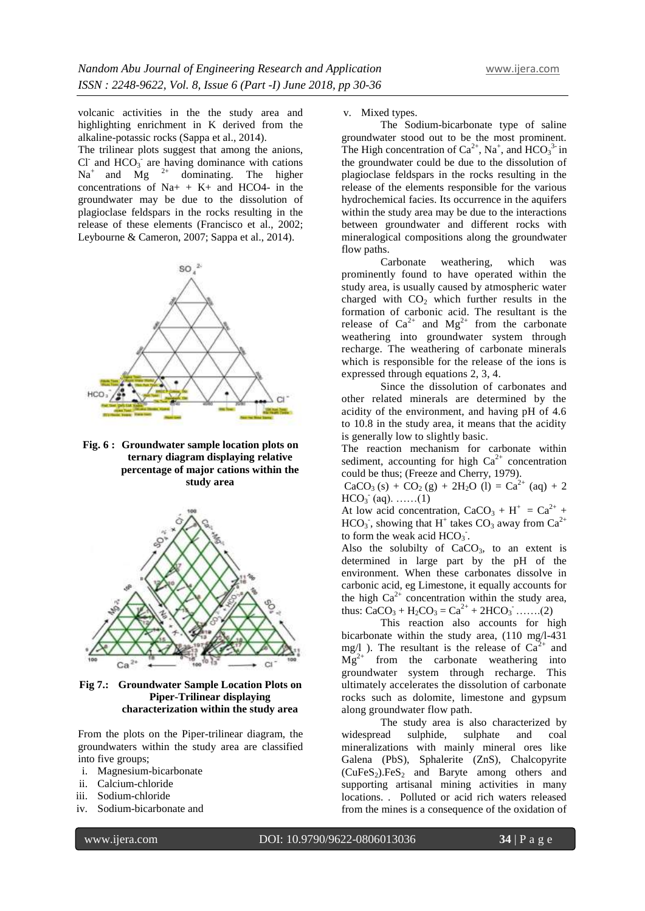volcanic activities in the the study area and highlighting enrichment in K derived from the alkaline-potassic rocks (Sappa et al., 2014).

The trilinear plots suggest that among the anions, $Cl^-$ and $HCO_3^-$ are having dominance with cations $Na^+$ and $Mg^{2+}$ dominating. The higher concentrations of Na+ + K+ and HCO4- in the groundwater may be due to the dissolution of plagioclase feldspars in the rocks resulting in the release of these elements (Francisco et al., 2002; Leybourne & Cameron, 2007; Sappa et al., 2014).

**Fig. 6 : Groundwater sample location plots on ternary diagram displaying relative percentage of major cations within the study area**

**Fig 7.: Groundwater Sample Location Plots on Piper-Trilinear displaying characterization within the study area**

From the plots on the Piper-trilinear diagram, the groundwaters within the study area are classified into five groups;

i. Magnesium-bicarbonate
ii. Calcium-chloride
iii. Sodium-chloride
iv. Sodium-bicarbonate and
v. Mixed types.

The Sodium-bicarbonate type of saline groundwater stood out to be the most prominent. The High concentration of $Ca^{2+}$, $Na^+$, and $HCO_3^{3-}$ in the groundwater could be due to the dissolution of plagioclase feldspars in the rocks resulting in the release of the elements responsible for the various hydrochemical facies. Its occurrence in the aquifers within the study area may be due to the interactions between groundwater and different rocks with mineralogical compositions along the groundwater flow paths.

Carbonate weathering, which was prominently found to have operated within the study area, is usually caused by atmospheric water charged with $CO_2$ which further results in the formation of carbonic acid. The resultant is the release of $Ca^{2+}$ and $Mg^{2+}$ from the carbonate weathering into groundwater system through recharge. The weathering of carbonate minerals which is responsible for the release of the ions is expressed through equations 2, 3, 4.

Since the dissolution of carbonates and other related minerals are determined by the acidity of the environment, and having pH of 4.6 to 10.8 in the study area, it means that the acidity is generally low to slightly basic.

The reaction mechanism for carbonate within sediment, accounting for high $Ca^{2+}$ concentration could be thus; (Freeze and Cherry, 1979).

$CaCO_3\,(s) + CO_2\,(g) + 2H_2O\,(l) = Ca^{2+}\,(aq) + 2\,HCO_3^-\,(aq)$. ……(1)

At low acid concentration, $CaCO_3 + H^+ = Ca^{2+} + HCO_3^-$, showing that $H^+$ takes $CO_3$ away from $Ca^{2+}$ to form the weak acid $HCO_3^-$.

Also the solubilty of $CaCO_3$, to an extent is determined in large part by the pH of the environment. When these carbonates dissolve in carbonic acid, eg Limestone, it equally accounts for the high $Ca^{2+}$ concentration within the study area, thus: $CaCO_3 + H_2CO_3 = Ca^{2+} + 2HCO_3^-$ …….(2)

This reaction also accounts for high bicarbonate within the study area, (110 mg/l-431 mg/l ). The resultant is the release of $Ca^{2+}$ and $Mg^{2+}$ from the carbonate weathering into groundwater system through recharge. This ultimately accelerates the dissolution of carbonate rocks such as dolomite, limestone and gypsum along groundwater flow path.

The study area is also characterized by widespread sulphide, sulphate and coal mineralizations with mainly mineral ores like Galena (PbS), Sphalerite (ZnS), Chalcopyrite ($CuFeS_2$).$FeS_2$ and Baryte among others and supporting artisanal mining activities in many locations. . Polluted or acid rich waters released from the mines is a consequence of the oxidation of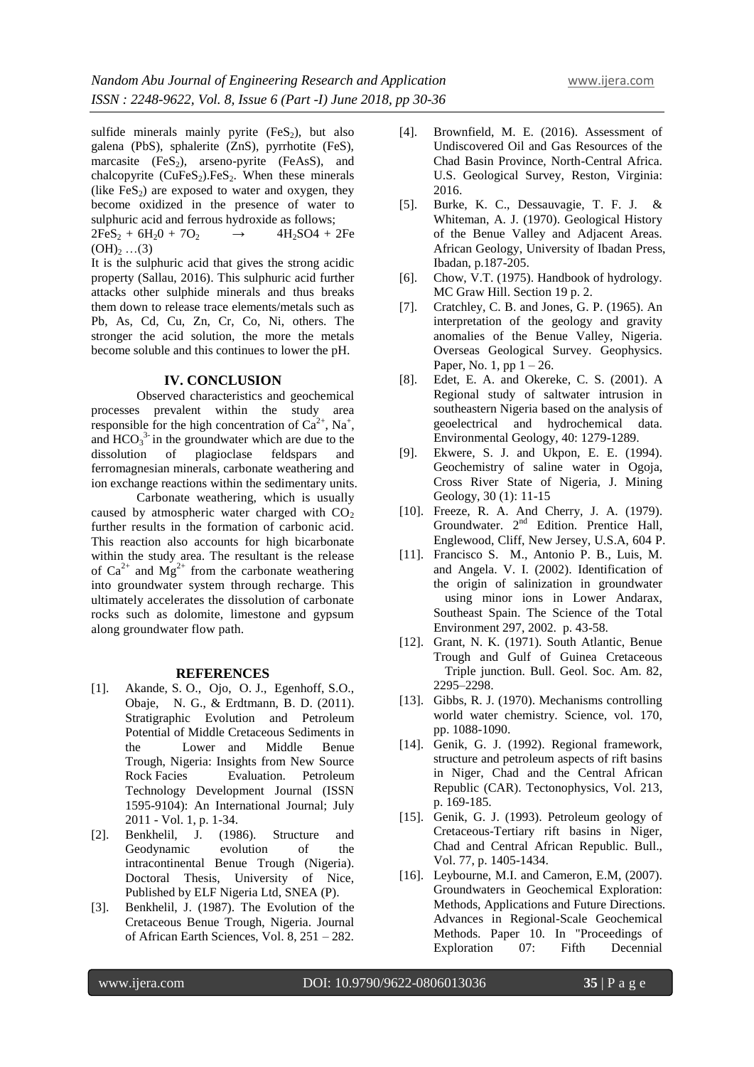sulfide minerals mainly pyrite ($FeS_2$), but also galena (PbS), sphalerite (ZnS), pyrrhotite (FeS), marcasite ($FeS_2$), arseno-pyrite (FeAsS), and chalcopyrite ($CuFeS_2$).$FeS_2$. When these minerals (like $FeS_2$) are exposed to water and oxygen, they become oxidized in the presence of water to sulphuric acid and ferrous hydroxide as follows;

$2FeS_2 + 6H_20 + 7O_2 \rightarrow 4H_2SO4 + 2Fe(OH)_2$ …(3)

It is the sulphuric acid that gives the strong acidic property (Sallau, 2016). This sulphuric acid further attacks other sulphide minerals and thus breaks them down to release trace elements/metals such as Pb, As, Cd, Cu, Zn, Cr, Co, Ni, others. The stronger the acid solution, the more the metals become soluble and this continues to lower the pH.

## IV. CONCLUSION

Observed characteristics and geochemical processes prevalent within the study area responsible for the high concentration of $Ca^{2+}$, $Na^{+}$, and $HCO_3^{3-}$ in the groundwater which are due to the dissolution of plagioclase feldspars and ferromagnesian minerals, carbonate weathering and ion exchange reactions within the sedimentary units.

Carbonate weathering, which is usually caused by atmospheric water charged with $CO_2$ further results in the formation of carbonic acid. This reaction also accounts for high bicarbonate within the study area. The resultant is the release of $Ca^{2+}$ and $Mg^{2+}$ from the carbonate weathering into groundwater system through recharge. This ultimately accelerates the dissolution of carbonate rocks such as dolomite, limestone and gypsum along groundwater flow path.

## REFERENCES

[1]. Akande, S. O., Ojo, O. J., Egenhoff, S.O., Obaje, N. G., & Erdtmann, B. D. (2011). Stratigraphic Evolution and Petroleum Potential of Middle Cretaceous Sediments in the Lower and Middle Benue Trough, Nigeria: Insights from New Source Rock Facies Evaluation. Petroleum Technology Development Journal (ISSN 1595-9104): An International Journal; July 2011 - Vol. 1, p. 1-34.

[2]. Benkhelil, J. (1986). Structure and Geodynamic evolution of the intracontinental Benue Trough (Nigeria). Doctoral Thesis, University of Nice, Published by ELF Nigeria Ltd, SNEA (P).

[3]. Benkhelil, J. (1987). The Evolution of the Cretaceous Benue Trough, Nigeria. Journal of African Earth Sciences, Vol. 8, 251 – 282.

[4]. Brownfield, M. E. (2016). Assessment of Undiscovered Oil and Gas Resources of the Chad Basin Province, North-Central Africa. U.S. Geological Survey, Reston, Virginia: 2016.

[5]. Burke, K. C., Dessauvagie, T. F. J. & Whiteman, A. J. (1970). Geological History of the Benue Valley and Adjacent Areas. African Geology, University of Ibadan Press, Ibadan, p.187-205.

[6]. Chow, V.T. (1975). Handbook of hydrology. MC Graw Hill. Section 19 p. 2.

[7]. Cratchley, C. B. and Jones, G. P. (1965). An interpretation of the geology and gravity anomalies of the Benue Valley, Nigeria. Overseas Geological Survey. Geophysics. Paper, No. 1, pp 1 – 26.

[8]. Edet, E. A. and Okereke, C. S. (2001). A Regional study of saltwater intrusion in southeastern Nigeria based on the analysis of geoelectrical and hydrochemical data. Environmental Geology, 40: 1279-1289.

[9]. Ekwere, S. J. and Ukpon, E. E. (1994). Geochemistry of saline water in Ogoja, Cross River State of Nigeria, J. Mining Geology, 30 (1): 11-15

[10]. Freeze, R. A. And Cherry, J. A. (1979). Groundwater. 2nd Edition. Prentice Hall, Englewood, Cliff, New Jersey, U.S.A, 604 P.

[11]. Francisco S. M., Antonio P. B., Luis, M. and Angela. V. I. (2002). Identification of the origin of salinization in groundwater using minor ions in Lower Andarax, Southeast Spain. The Science of the Total Environment 297, 2002. p. 43-58.

[12]. Grant, N. K. (1971). South Atlantic, Benue Trough and Gulf of Guinea Cretaceous Triple junction. Bull. Geol. Soc. Am. 82, 2295–2298.

[13]. Gibbs, R. J. (1970). Mechanisms controlling world water chemistry. Science, vol. 170, pp. 1088-1090.

[14]. Genik, G. J. (1992). Regional framework, structure and petroleum aspects of rift basins in Niger, Chad and the Central African Republic (CAR). Tectonophysics, Vol. 213, p. 169-185.

[15]. Genik, G. J. (1993). Petroleum geology of Cretaceous-Tertiary rift basins in Niger, Chad and Central African Republic. Bull., Vol. 77, p. 1405-1434.

[16]. Leybourne, M.I. and Cameron, E.M, (2007). Groundwaters in Geochemical Exploration: Methods, Applications and Future Directions. Advances in Regional-Scale Geochemical Methods. Paper 10. In "Proceedings of Exploration 07: Fifth Decennial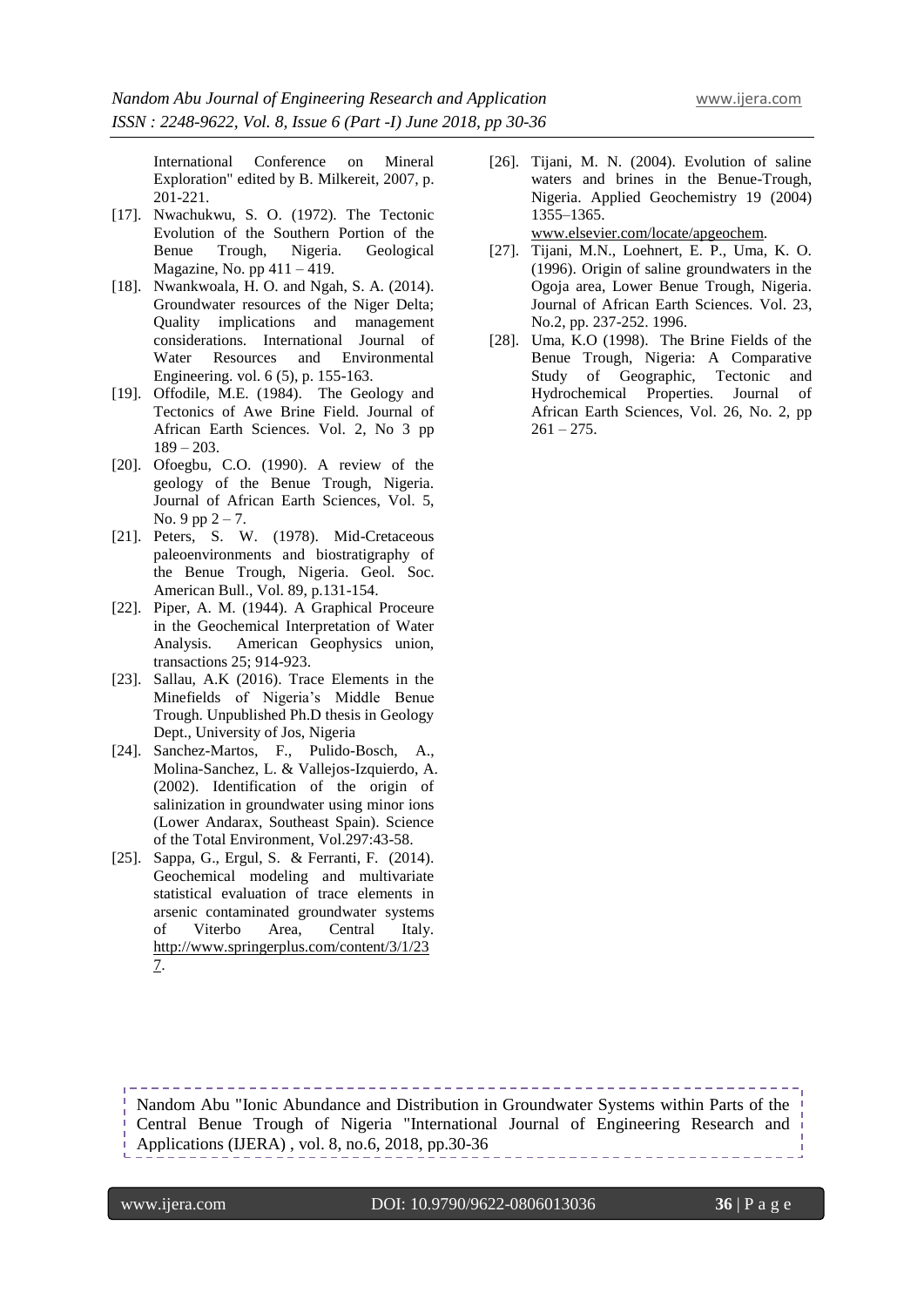International Conference on Mineral Exploration" edited by B. Milkereit, 2007, p. 201-221.

[17]. Nwachukwu, S. O. (1972). The Tectonic Evolution of the Southern Portion of the Benue Trough, Nigeria. Geological Magazine, No. pp 411 – 419.

[18]. Nwankwoala, H. O. and Ngah, S. A. (2014). Groundwater resources of the Niger Delta; Quality implications and management considerations. International Journal of Water Resources and Environmental Engineering. vol. 6 (5), p. 155-163.

[19]. Offodile, M.E. (1984). The Geology and Tectonics of Awe Brine Field. Journal of African Earth Sciences. Vol. 2, No 3 pp 189 – 203.

[20]. Ofoegbu, C.O. (1990). A review of the geology of the Benue Trough, Nigeria. Journal of African Earth Sciences, Vol. 5, No. 9 pp 2 – 7.

[21]. Peters, S. W. (1978). Mid-Cretaceous paleoenvironments and biostratigraphy of the Benue Trough, Nigeria. Geol. Soc. American Bull., Vol. 89, p.131-154.

[22]. Piper, A. M. (1944). A Graphical Proceure in the Geochemical Interpretation of Water Analysis. American Geophysics union, transactions 25; 914-923.

[23]. Sallau, A.K (2016). Trace Elements in the Minefields of Nigeria's Middle Benue Trough. Unpublished Ph.D thesis in Geology Dept., University of Jos, Nigeria

[24]. Sanchez-Martos, F., Pulido-Bosch, A., Molina-Sanchez, L. & Vallejos-Izquierdo, A. (2002). Identification of the origin of salinization in groundwater using minor ions (Lower Andarax, Southeast Spain). Science of the Total Environment, Vol.297:43-58.

[25]. Sappa, G., Ergul, S. & Ferranti, F. (2014). Geochemical modeling and multivariate statistical evaluation of trace elements in arsenic contaminated groundwater systems of Viterbo Area, Central Italy. http://www.springerplus.com/content/3/1/237.

[26]. Tijani, M. N. (2004). Evolution of saline waters and brines in the Benue-Trough, Nigeria. Applied Geochemistry 19 (2004) 1355–1365. www.elsevier.com/locate/apgeochem.

[27]. Tijani, M.N., Loehnert, E. P., Uma, K. O. (1996). Origin of saline groundwaters in the Ogoja area, Lower Benue Trough, Nigeria. Journal of African Earth Sciences. Vol. 23, No.2, pp. 237-252. 1996.

[28]. Uma, K.O (1998). The Brine Fields of the Benue Trough, Nigeria: A Comparative Study of Geographic, Tectonic and Hydrochemical Properties. Journal of African Earth Sciences, Vol. 26, No. 2, pp 261 – 275.

Nandom Abu "Ionic Abundance and Distribution in Groundwater Systems within Parts of the Central Benue Trough of Nigeria "International Journal of Engineering Research and Applications (IJERA) , vol. 8, no.6, 2018, pp.30-36